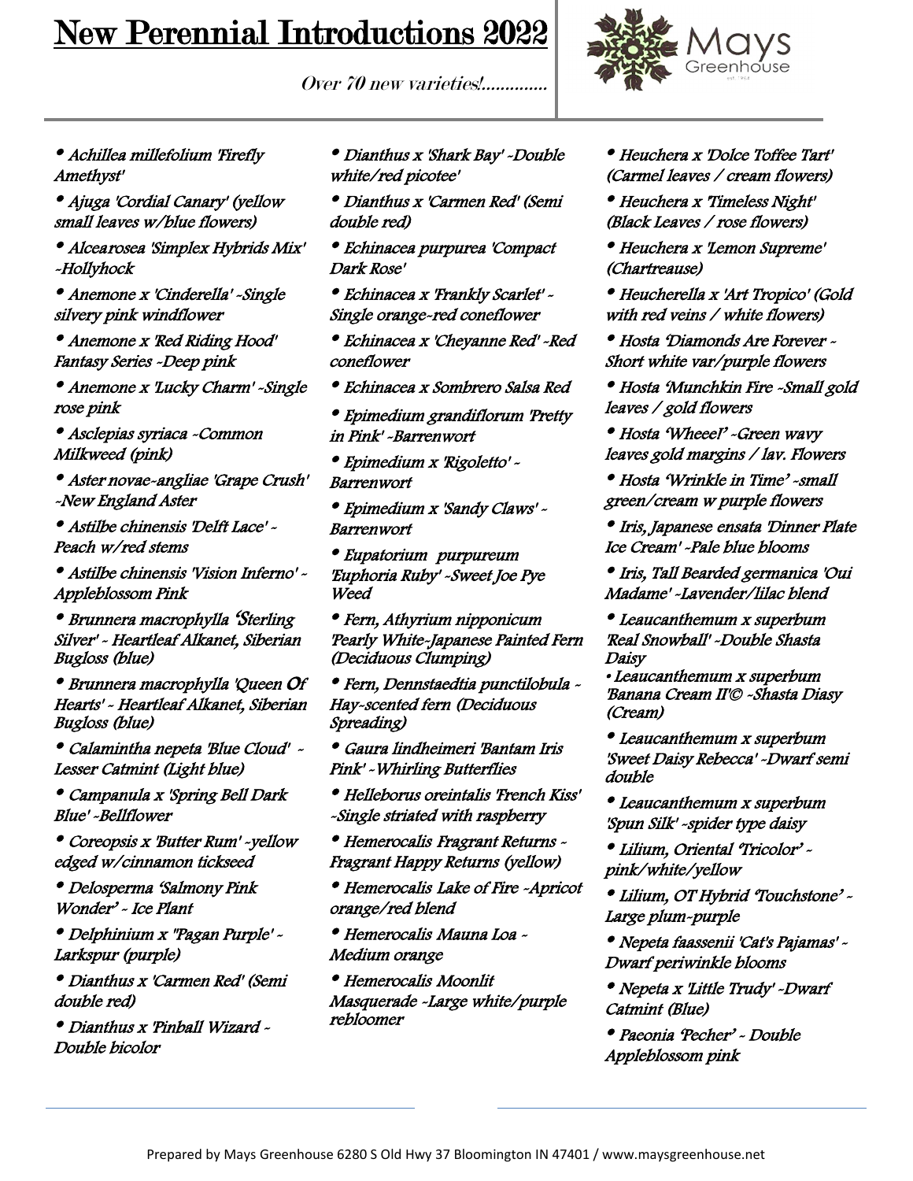# New Perennial Introductions 2022

*Over 70 new varieties!.............*

Mays Greenhouse

- *Achillea millefolium 'Firefly Amethyst'*
- *Ajuga 'Cordial Canary' (yellow small leaves w/blue flowers)*
- *Alcearosea 'Simplex Hybrids Mix' -Hollyhock*
- *Anemone x 'Cinderella' -Single silvery pink windflower*
- *Anemone x 'Red Riding Hood' Fantasy Series -Deep pink*
- *Anemone x 'Lucky Charm' -Single rose pink*
- *Asclepias syriaca -Common Milkweed (pink)*
- *Aster novae-angliae 'Grape Crush' -New England Aster*
- *Astilbe chinensis 'Delft Lace' -Peach w/red stems*
- *Astilbe chinensis 'Vision Inferno' -Appleblossom Pink*
- *Brunnera macrophylla 'Sterling Silver' - Heartleaf Alkanet, Siberian Bugloss (blue)*
- *Brunnera macrophylla 'Queen Of Hearts' - Heartleaf Alkanet, Siberian Bugloss (blue)*
- *Calamintha nepeta 'Blue Cloud' - Lesser Catmint (Light blue)*
- *Campanula x 'Spring Bell Dark Blue' -Bellflower*
- *Coreopsis x 'Butter Rum' -yellow edged w/cinnamon tickseed*
- *Delosperma 'Salmony Pink Wonder' - Ice Plant*
- *Delphinium x "Pagan Purple' -Larkspur (purple)*
- *Dianthus x 'Carmen Red' (Semi double red)*
- *Dianthus x 'Pinball Wizard - Double bicolor*
- *Dianthus x 'Shark Bay' -Double white/red picotee'*
- *Dianthus x 'Carmen Red' (Semi double red)*
- *Echinacea purpurea 'Compact Dark Rose'*
- *Echinacea x 'Frankly Scarlet' - Single orange-red coneflower*
- *Echinacea x 'Cheyanne Red' -Red coneflower*
- *Echinacea x Sombrero Salsa Red*
- *Epimedium grandiflorum 'Pretty in Pink' -Barrenwort*
- *Epimedium x 'Rigoletto' - Barrenwort*
- *Epimedium x 'Sandy Claws' - Barrenwort*
- *Eupatorium purpureum 'Euphoria Ruby' -Sweet Joe Pye Weed*
- *Fern, Athyrium nipponicum 'Pearly White-Japanese Painted Fern (Deciduous Clumping)*
- *Fern, Dennstaedtia punctilobula - Hay-scented fern (Deciduous Spreading)*
- *Gaura lindheimeri 'Bantam Iris Pink' -Whirling Butterflies*
- *Helleborus oreintalis 'French Kiss' -Single striated with raspberry*
- *Hemerocalis Fragrant Returns - Fragrant Happy Returns (yellow)*
- *Hemerocalis Lake of Fire -Apricot orange/red blend*
- *Hemerocalis Mauna Loa - Medium orange*
- *Hemerocalis Moonlit Masquerade -Large white/purple rebloomer*
- *Heuchera x 'Dolce Toffee Tart' (Carmel leaves / cream flowers)*
- *Heuchera x 'Timeless Night' (Black Leaves / rose flowers)*
- *Heuchera x 'Lemon Supreme' (Chartreause)*
- *Heucherella x 'Art Tropico' (Gold with red veins / white flowers)*
- *Hosta 'Diamonds Are Forever - Short white var/purple flowers*
- *Hosta 'Munchkin Fire -Small gold leaves / gold flowers*
- *Hosta 'Wheeel' -Green wavy leaves gold margins / lav. Flowers*
- *Hosta 'Wrinkle in Time' -small green/cream w purple flowers*
- *Iris, Japanese ensata 'Dinner Plate Ice Cream' -Pale blue blooms*
- *Iris, Tall Bearded germanica 'Oui Madame' -Lavender/lilac blend*
- *Leaucanthemum x superbum 'Real Snowball' -Double Shasta Daisy*
- *Leaucanthemum x superbum 'Banana Cream II'© -Shasta Diasy (Cream)*
- *Leaucanthemum x superbum 'Sweet Daisy Rebecca' -Dwarf semi double*
- *Leaucanthemum x superbum 'Spun Silk' -spider type daisy*
- *Lilium, Oriental 'Tricolor' - pink/white/yellow*
- *Lilium, OT Hybrid 'Touchstone' - Large plum-purple*
- *Nepeta faassenii 'Cat's Pajamas' - Dwarf periwinkle blooms*
- *Nepeta x 'Little Trudy' -Dwarf Catmint (Blue)*
- *Paeonia 'Pecher' - Double Appleblossom pink*

Prepared by Mays Greenhouse 6280 S Old Hwy 37 Bloomington IN 47401 / www.maysgreenhouse.net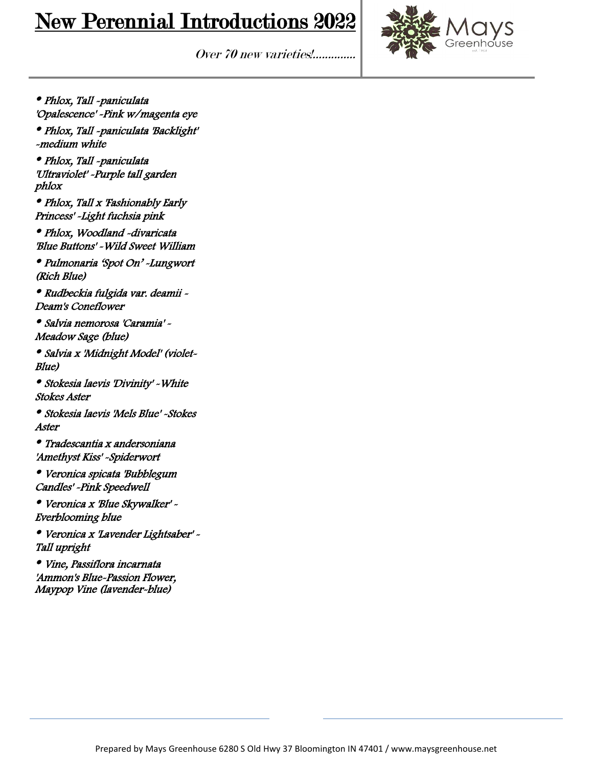# New Perennial Introductions 2022

*Over 70 new varieties!.............*

- *Phlox, Tall -paniculata 'Opalescence' -Pink w/magenta eye*
- *Phlox, Tall -paniculata 'Backlight' -medium white*
- *Phlox, Tall -paniculata 'Ultraviolet' -Purple tall garden phlox*
- *Phlox, Tall x 'Fashionably Early Princess' -Light fuchsia pink*
- *Phlox, Woodland -divaricata 'Blue Buttons' -Wild Sweet William*
- *Pulmonaria 'Spot On' -Lungwort (Rich Blue)*
- *Rudbeckia fulgida var. deamii -Deam's Coneflower*
- *Salvia nemorosa 'Caramia' -Meadow Sage (blue)*
- *Salvia x 'Midnight Model' (violet-Blue)*
- *Stokesia laevis 'Divinity' -White Stokes Aster*
- *Stokesia laevis 'Mels Blue' -Stokes Aster*
- *Tradescantia x andersoniana 'Amethyst Kiss' -Spiderwort*
- *Veronica spicata 'Bubblegum Candles' -Pink Speedwell*
- *Veronica x 'Blue Skywalker' -Everblooming blue*
- *Veronica x 'Lavender Lightsaber' -Tall upright*
- *Vine, Passiflora incarnata 'Ammon's Blue-Passion Flower, Maypop Vine (lavender-blue)*